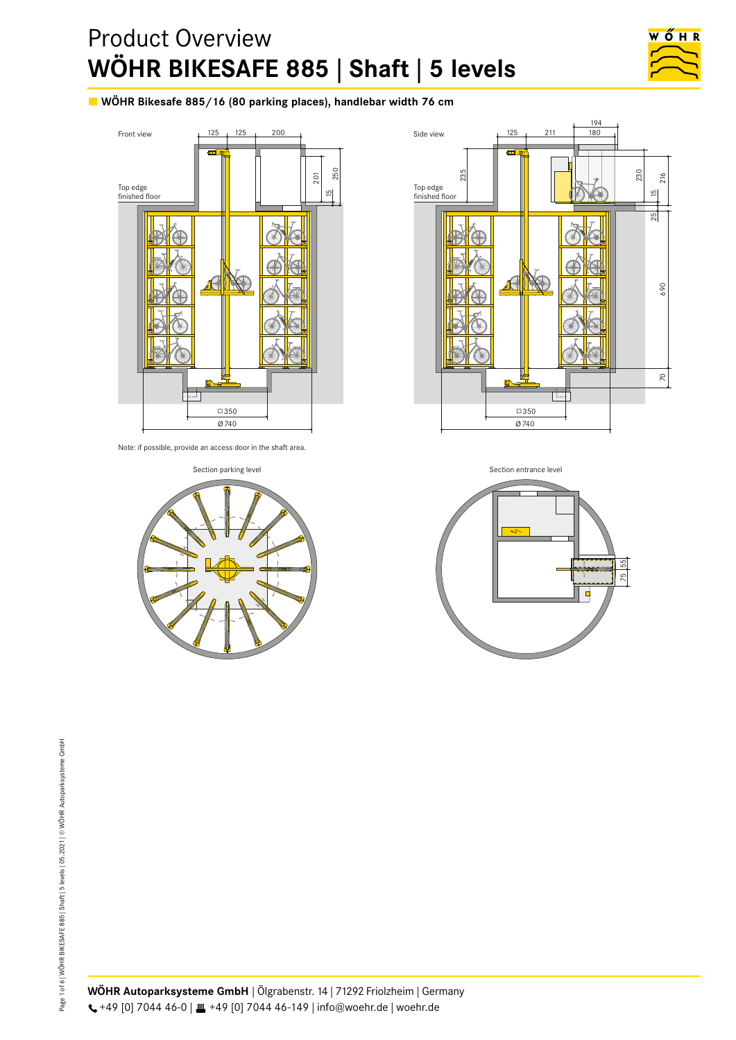# Product Overview
# WÖHR BIKESAFE 885 | Shaft | 5 levels

## WÖHR Bikesafe 885/16 (80 parking places), handlebar width 76 cm

Front view

Top edge finished floor

Side view

Top edge finished floor

Note: if possible, provide an access door in the shaft area.

Section parking level

Section entrance level

**WÖHR Autoparksysteme GmbH** | Ölgrabenstr. 14 | 71292 Friolzheim | Germany
+49 [0] 7044 46-0 | +49 [0] 7044 46-149 | info@woehr.de | woehr.de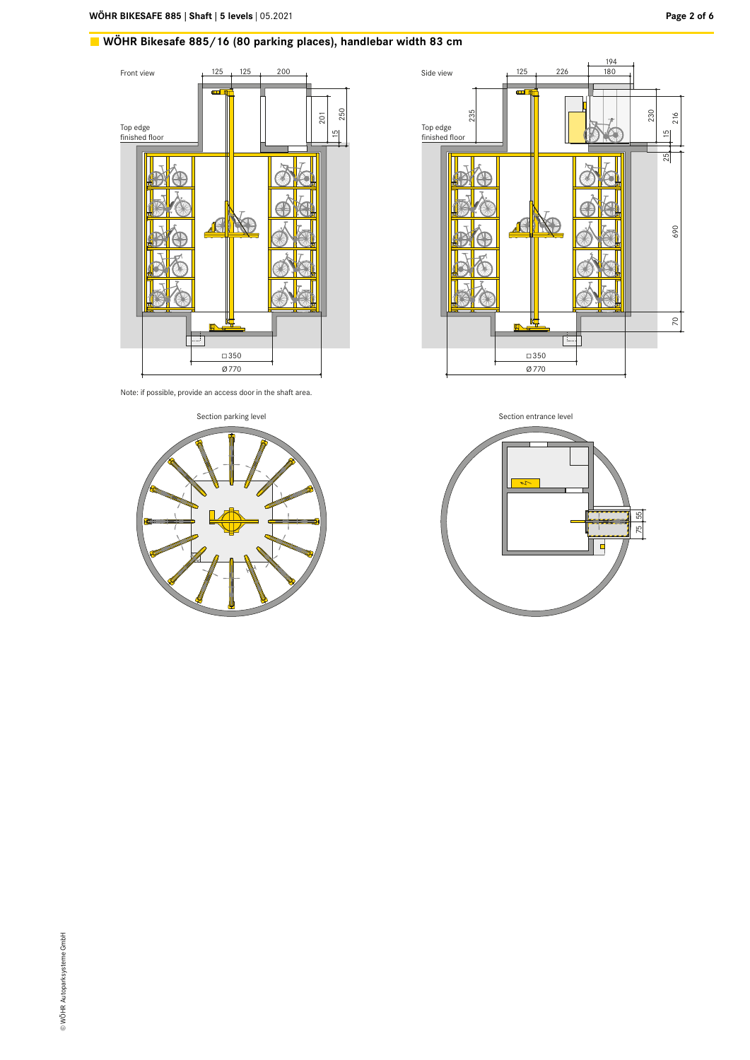## WÖHR Bikesafe 885/16 (80 parking places), handlebar width 83 cm

Front view

125 125 200

201 250

15

Top edge finished floor

□350

Ø770

Side view

125 226 194 180

235

230 216

15

25

690

70

Top edge finished floor

□350

Ø770

Note: if possible, provide an access door in the shaft area.

Section parking level

Section entrance level

55

75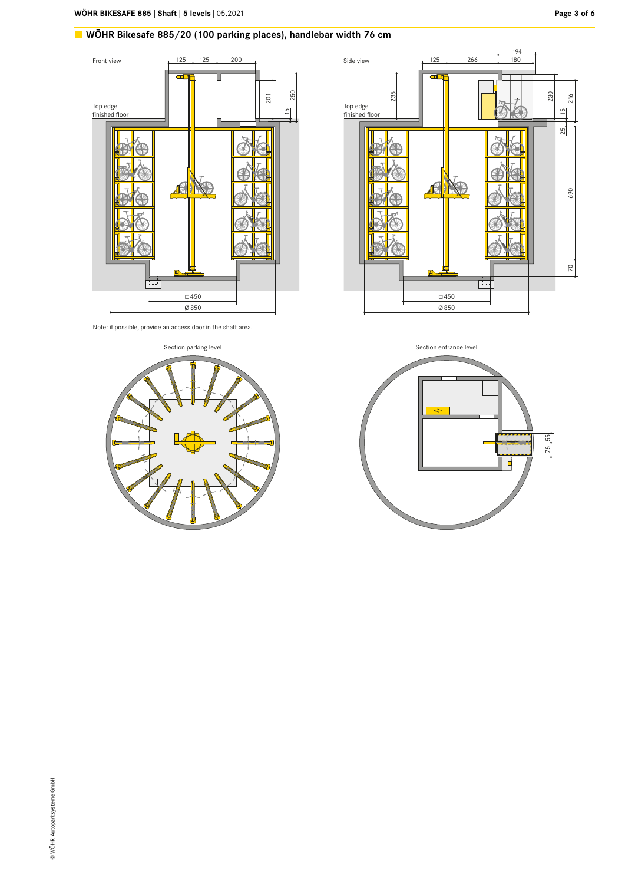## WÖHR Bikesafe 885/20 (100 parking places), handlebar width 76 cm

Front view

125 125 200

201 250

15

Top edge finished floor

□450

Ø 850

Side view

125 266 194 180

235

230 216

15

25

690

70

Top edge finished floor

□450

Ø 850

Note: if possible, provide an access door in the shaft area.

Section parking level

Section entrance level

55

75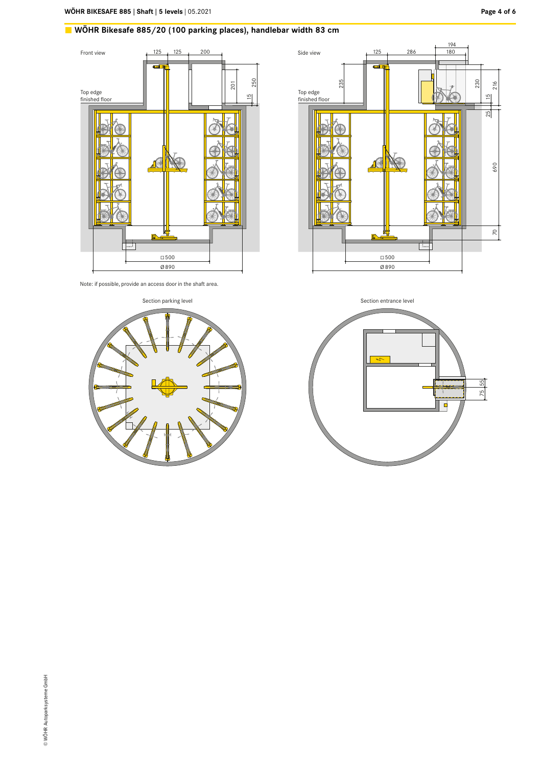## WÖHR Bikesafe 885/20 (100 parking places), handlebar width 83 cm

Front view

125 125 200

Top edge finished floor

201 250 15

□500

Ø890

Side view

125 286 194 180

235

Top edge finished floor

230 216 15 25

690

70

□500

Ø890

Note: if possible, provide an access door in the shaft area.

Section parking level

Section entrance level

55 75

© WÖHR Autoparksysteme GmbH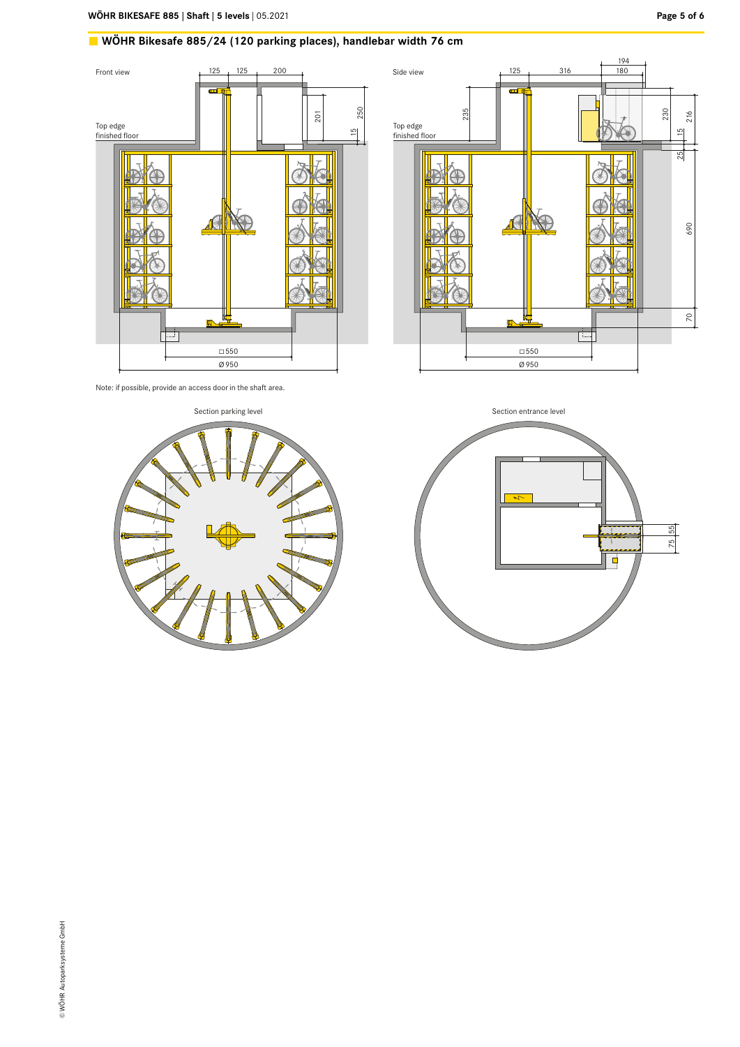## WÖHR Bikesafe 885/24 (120 parking places), handlebar width 76 cm

Front view

125 125 200

201 250

15

Top edge finished floor

□550

Ø950

Side view

125 316 194 180

235 230 216

15

25

Top edge finished floor

690

70

□550

Ø950

Note: if possible, provide an access door in the shaft area.

Section parking level

Section entrance level

55

75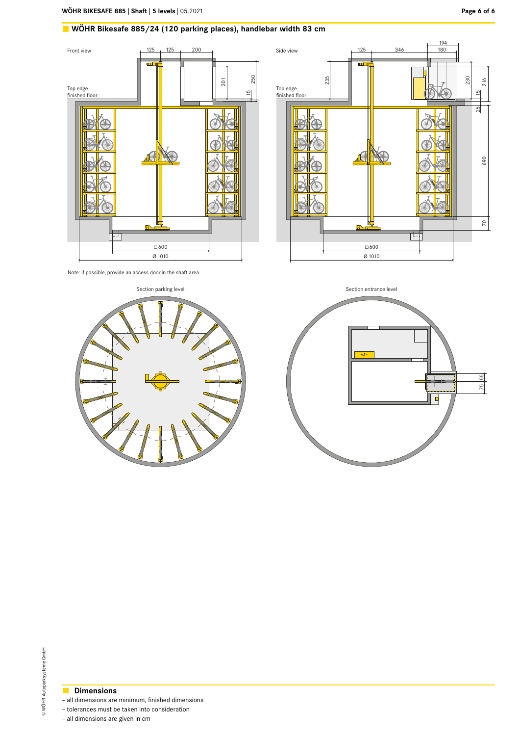## WÖHR Bikesafe 885/24 (120 parking places), handlebar width 83 cm

Front view

125 125 200

Top edge finished floor

201 250 15

□600

Ø 1010

Side view

194

125 346 180

235

Top edge finished floor

230 216 15 25

690

70

□600

Ø 1010

Note: if possible, provide an access door in the shaft area.

Section parking level

Section entrance level

55 75

## Dimensions

- all dimensions are minimum, finished dimensions
- tolerances must be taken into consideration
- all dimensions are given in cm

© WÖHR Autoparksysteme GmbH